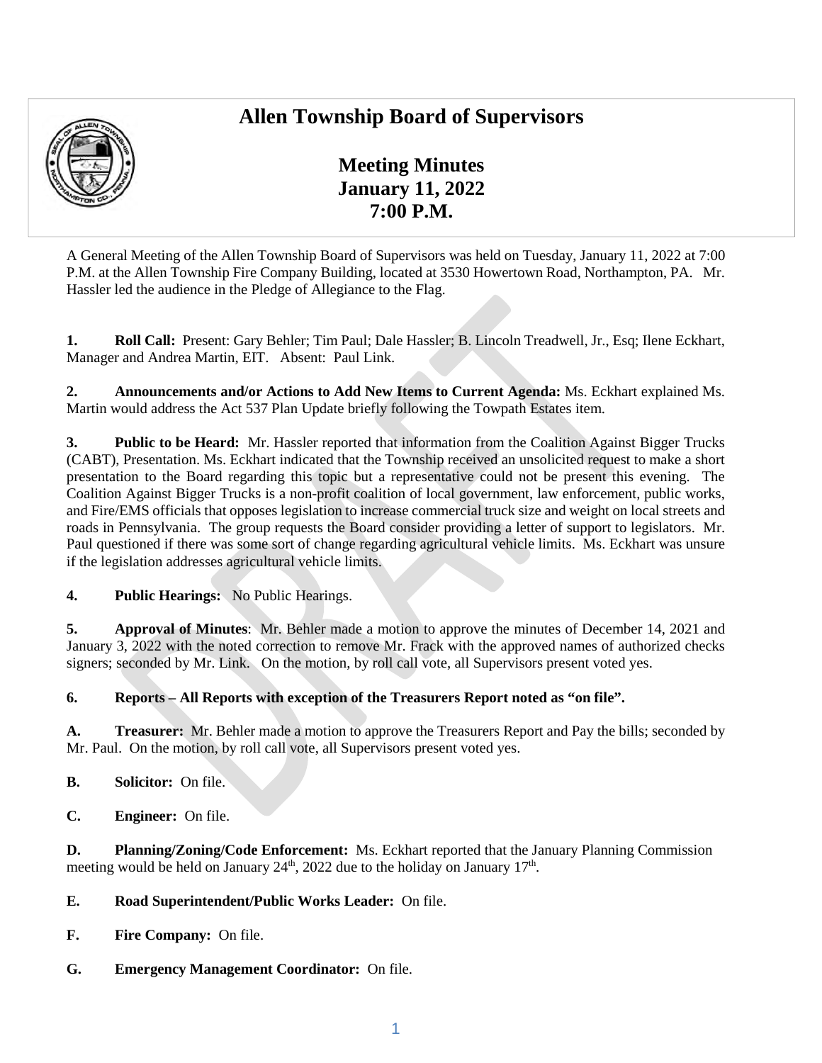# Allen Township Board of Supervisors

## Meeting Minutes
## January 11, 2022
## 7:00 P.M.

A General Meeting of the Allen Township Board of Supervisors was held on Tuesday, January 11, 2022 at 7:00 P.M. at the Allen Township Fire Company Building, located at 3530 Howertown Road, Northampton, PA. Mr. Hassler led the audience in the Pledge of Allegiance to the Flag.

**1. Roll Call:** Present: Gary Behler; Tim Paul; Dale Hassler; B. Lincoln Treadwell, Jr., Esq; Ilene Eckhart, Manager and Andrea Martin, EIT. Absent: Paul Link.

**2. Announcements and/or Actions to Add New Items to Current Agenda:** Ms. Eckhart explained Ms. Martin would address the Act 537 Plan Update briefly following the Towpath Estates item.

**3. Public to be Heard:** Mr. Hassler reported that information from the Coalition Against Bigger Trucks (CABT), Presentation. Ms. Eckhart indicated that the Township received an unsolicited request to make a short presentation to the Board regarding this topic but a representative could not be present this evening. The Coalition Against Bigger Trucks is a non-profit coalition of local government, law enforcement, public works, and Fire/EMS officials that opposes legislation to increase commercial truck size and weight on local streets and roads in Pennsylvania. The group requests the Board consider providing a letter of support to legislators. Mr. Paul questioned if there was some sort of change regarding agricultural vehicle limits. Ms. Eckhart was unsure if the legislation addresses agricultural vehicle limits.

**4. Public Hearings:** No Public Hearings.

**5. Approval of Minutes**: Mr. Behler made a motion to approve the minutes of December 14, 2021 and January 3, 2022 with the noted correction to remove Mr. Frack with the approved names of authorized checks signers; seconded by Mr. Link. On the motion, by roll call vote, all Supervisors present voted yes.

**6. Reports – All Reports with exception of the Treasurers Report noted as "on file".**

**A. Treasurer:** Mr. Behler made a motion to approve the Treasurers Report and Pay the bills; seconded by Mr. Paul. On the motion, by roll call vote, all Supervisors present voted yes.

**B. Solicitor:** On file.

**C. Engineer:** On file.

**D. Planning/Zoning/Code Enforcement:** Ms. Eckhart reported that the January Planning Commission meeting would be held on January 24th, 2022 due to the holiday on January 17th.

**E. Road Superintendent/Public Works Leader:** On file.

**F. Fire Company:** On file.

**G. Emergency Management Coordinator:** On file.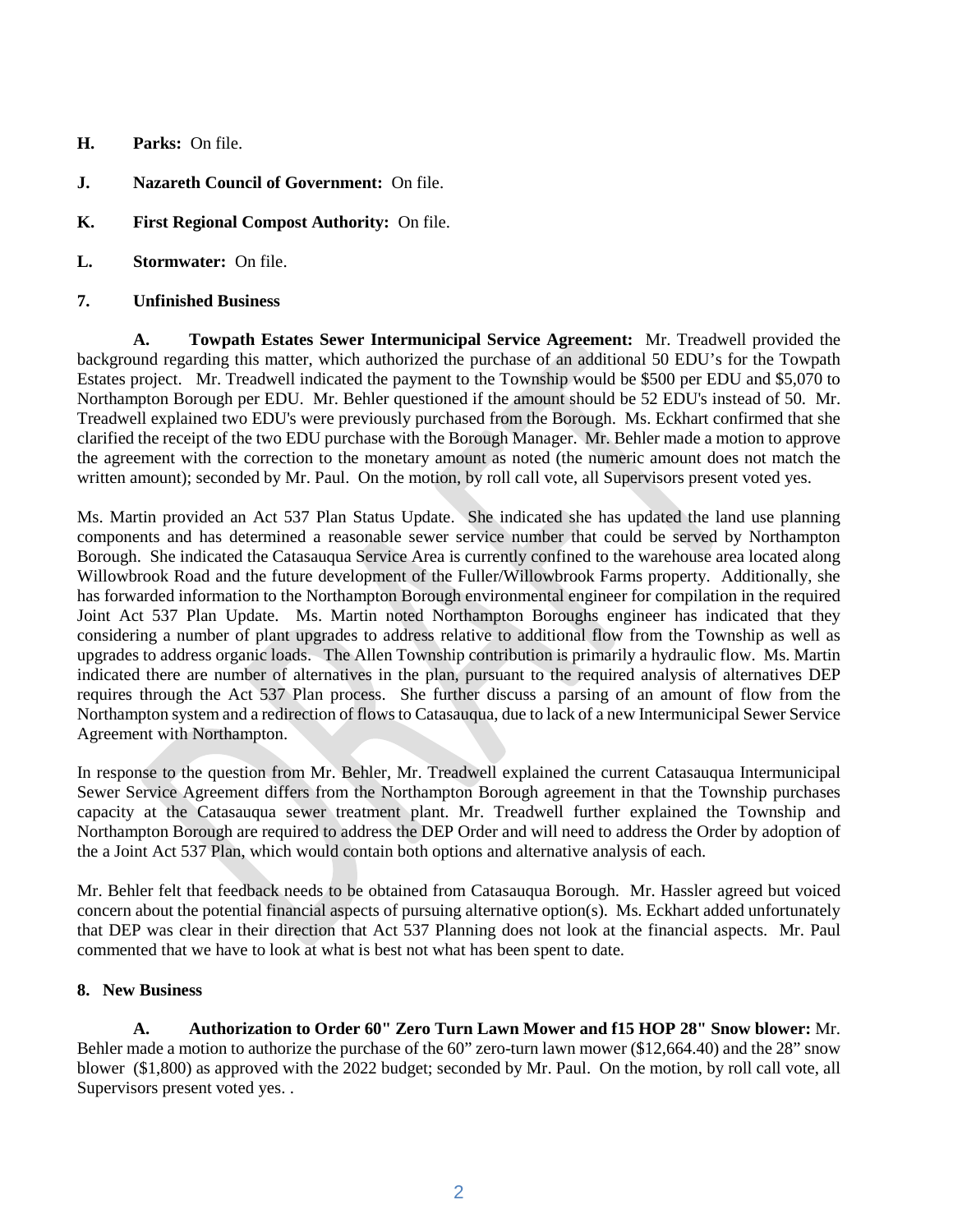**H. Parks:** On file.

**J. Nazareth Council of Government:** On file.

**K. First Regional Compost Authority:** On file.

**L. Stormwater:** On file.

**7. Unfinished Business**

**A. Towpath Estates Sewer Intermunicipal Service Agreement:** Mr. Treadwell provided the background regarding this matter, which authorized the purchase of an additional 50 EDU's for the Towpath Estates project. Mr. Treadwell indicated the payment to the Township would be $500 per EDU and $5,070 to Northampton Borough per EDU. Mr. Behler questioned if the amount should be 52 EDU's instead of 50. Mr. Treadwell explained two EDU's were previously purchased from the Borough. Ms. Eckhart confirmed that she clarified the receipt of the two EDU purchase with the Borough Manager. Mr. Behler made a motion to approve the agreement with the correction to the monetary amount as noted (the numeric amount does not match the written amount); seconded by Mr. Paul. On the motion, by roll call vote, all Supervisors present voted yes.

Ms. Martin provided an Act 537 Plan Status Update. She indicated she has updated the land use planning components and has determined a reasonable sewer service number that could be served by Northampton Borough. She indicated the Catasauqua Service Area is currently confined to the warehouse area located along Willowbrook Road and the future development of the Fuller/Willowbrook Farms property. Additionally, she has forwarded information to the Northampton Borough environmental engineer for compilation in the required Joint Act 537 Plan Update. Ms. Martin noted Northampton Boroughs engineer has indicated that they considering a number of plant upgrades to address relative to additional flow from the Township as well as upgrades to address organic loads. The Allen Township contribution is primarily a hydraulic flow. Ms. Martin indicated there are number of alternatives in the plan, pursuant to the required analysis of alternatives DEP requires through the Act 537 Plan process. She further discuss a parsing of an amount of flow from the Northampton system and a redirection of flows to Catasauqua, due to lack of a new Intermunicipal Sewer Service Agreement with Northampton.

In response to the question from Mr. Behler, Mr. Treadwell explained the current Catasauqua Intermunicipal Sewer Service Agreement differs from the Northampton Borough agreement in that the Township purchases capacity at the Catasauqua sewer treatment plant. Mr. Treadwell further explained the Township and Northampton Borough are required to address the DEP Order and will need to address the Order by adoption of the a Joint Act 537 Plan, which would contain both options and alternative analysis of each.

Mr. Behler felt that feedback needs to be obtained from Catasauqua Borough. Mr. Hassler agreed but voiced concern about the potential financial aspects of pursuing alternative option(s). Ms. Eckhart added unfortunately that DEP was clear in their direction that Act 537 Planning does not look at the financial aspects. Mr. Paul commented that we have to look at what is best not what has been spent to date.

**8. New Business**

**A. Authorization to Order 60" Zero Turn Lawn Mower and f15 HOP 28" Snow blower:** Mr. Behler made a motion to authorize the purchase of the 60" zero-turn lawn mower ($12,664.40) and the 28" snow blower ($1,800) as approved with the 2022 budget; seconded by Mr. Paul. On the motion, by roll call vote, all Supervisors present voted yes. .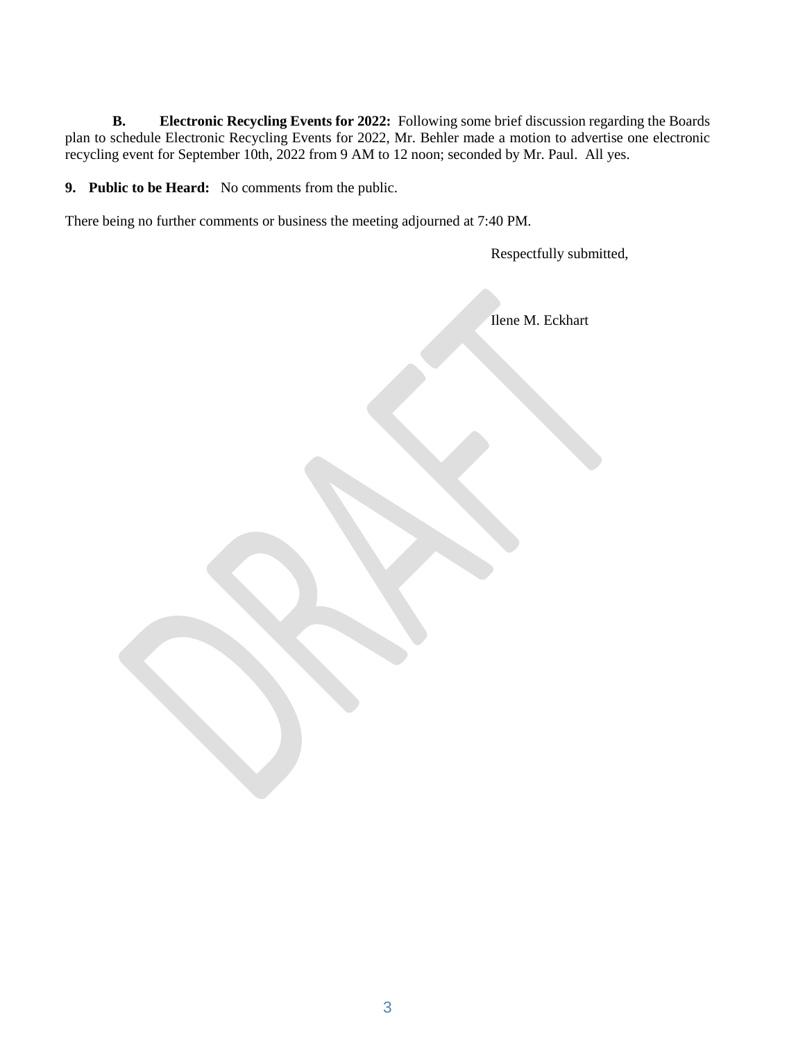**B. Electronic Recycling Events for 2022:** Following some brief discussion regarding the Boards plan to schedule Electronic Recycling Events for 2022, Mr. Behler made a motion to advertise one electronic recycling event for September 10th, 2022 from 9 AM to 12 noon; seconded by Mr. Paul. All yes.

**9. Public to be Heard:** No comments from the public.

There being no further comments or business the meeting adjourned at 7:40 PM.

Respectfully submitted,

Ilene M. Eckhart